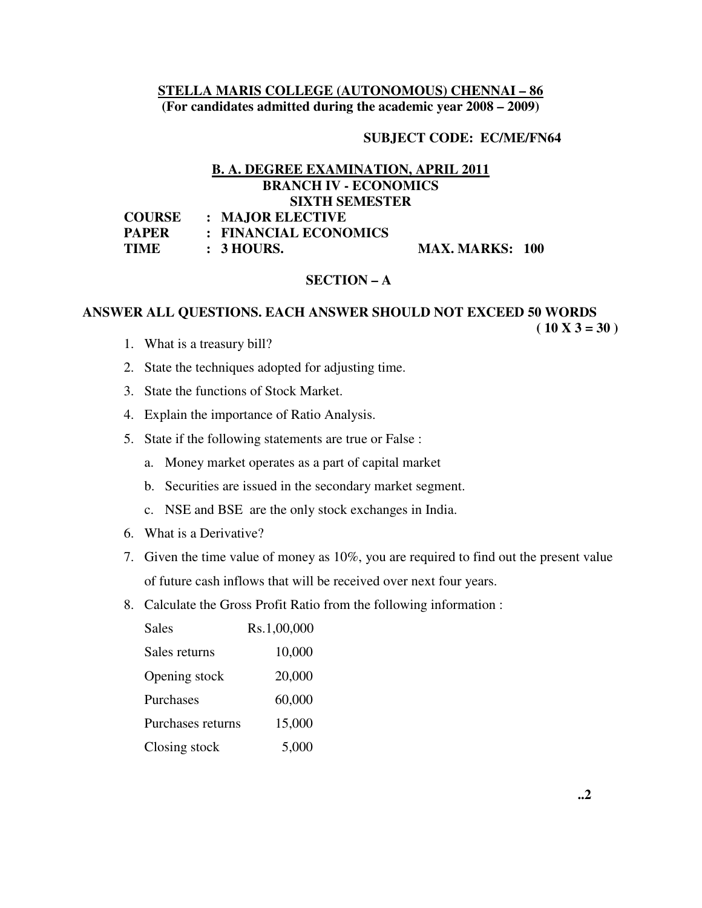**STELLA MARIS COLLEGE (AUTONOMOUS) CHENNAI – 86**
**(For candidates admitted during the academic year 2008 – 2009)**

**SUBJECT CODE: EC/ME/FN64**

**B. A. DEGREE EXAMINATION, APRIL 2011**
**BRANCH IV - ECONOMICS**
**SIXTH SEMESTER**

**COURSE : MAJOR ELECTIVE**
**PAPER : FINANCIAL ECONOMICS**
**TIME : 3 HOURS. MAX. MARKS: 100**

## SECTION – A

**ANSWER ALL QUESTIONS. EACH ANSWER SHOULD NOT EXCEED 50 WORDS**
**( 10 X 3 = 30 )**

1. What is a treasury bill?
2. State the techniques adopted for adjusting time.
3. State the functions of Stock Market.
4. Explain the importance of Ratio Analysis.
5. State if the following statements are true or False :
   a. Money market operates as a part of capital market
   b. Securities are issued in the secondary market segment.
   c. NSE and BSE are the only stock exchanges in India.
6. What is a Derivative?
7. Given the time value of money as 10%, you are required to find out the present value of future cash inflows that will be received over next four years.
8. Calculate the Gross Profit Ratio from the following information :

| | |
|---|---|
| Sales | Rs.1,00,000 |
| Sales returns | 10,000 |
| Opening stock | 20,000 |
| Purchases | 60,000 |
| Purchases returns | 15,000 |
| Closing stock | 5,000 |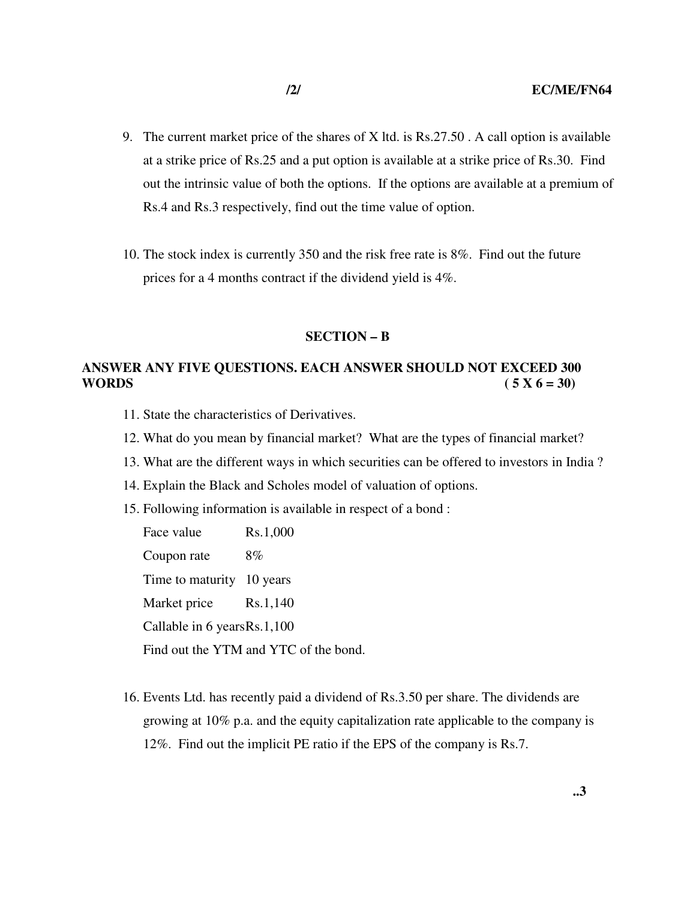9. The current market price of the shares of X ltd. is Rs.27.50 . A call option is available at a strike price of Rs.25 and a put option is available at a strike price of Rs.30. Find out the intrinsic value of both the options. If the options are available at a premium of Rs.4 and Rs.3 respectively, find out the time value of option.

10. The stock index is currently 350 and the risk free rate is 8%. Find out the future prices for a 4 months contract if the dividend yield is 4%.

## SECTION – B

**ANSWER ANY FIVE QUESTIONS. EACH ANSWER SHOULD NOT EXCEED 300 WORDS ( 5 X 6 = 30)**

11. State the characteristics of Derivatives.
12. What do you mean by financial market? What are the types of financial market?
13. What are the different ways in which securities can be offered to investors in India ?
14. Explain the Black and Scholes model of valuation of options.
15. Following information is available in respect of a bond :

    | | |
    |---|---|
    | Face value | Rs.1,000 |
    | Coupon rate | 8% |
    | Time to maturity | 10 years |
    | Market price | Rs.1,140 |
    | Callable in 6 years | Rs.1,100 |

    Find out the YTM and YTC of the bond.

16. Events Ltd. has recently paid a dividend of Rs.3.50 per share. The dividends are growing at 10% p.a. and the equity capitalization rate applicable to the company is 12%. Find out the implicit PE ratio if the EPS of the company is Rs.7.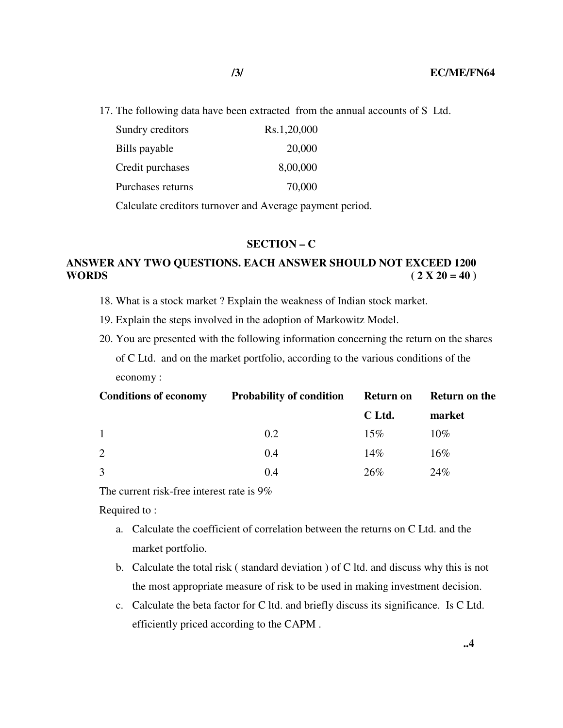17. The following data have been extracted from the annual accounts of S Ltd.

| | |
|---|---|
| Sundry creditors | Rs.1,20,000 |
| Bills payable | 20,000 |
| Credit purchases | 8,00,000 |
| Purchases returns | 70,000 |

Calculate creditors turnover and Average payment period.

## SECTION – C

**ANSWER ANY TWO QUESTIONS. EACH ANSWER SHOULD NOT EXCEED 1200 WORDS ( 2 X 20 = 40 )**

18. What is a stock market ? Explain the weakness of Indian stock market.
19. Explain the steps involved in the adoption of Markowitz Model.
20. You are presented with the following information concerning the return on the shares of C Ltd. and on the market portfolio, according to the various conditions of the economy :

| Conditions of economy | Probability of condition | Return on C Ltd. | Return on the market |
|---|---|---|---|
| 1 | 0.2 | 15% | 10% |
| 2 | 0.4 | 14% | 16% |
| 3 | 0.4 | 26% | 24% |

The current risk-free interest rate is 9%

Required to :

a. Calculate the coefficient of correlation between the returns on C Ltd. and the market portfolio.
b. Calculate the total risk ( standard deviation ) of C ltd. and discuss why this is not the most appropriate measure of risk to be used in making investment decision.
c. Calculate the beta factor for C ltd. and briefly discuss its significance. Is C Ltd. efficiently priced according to the CAPM .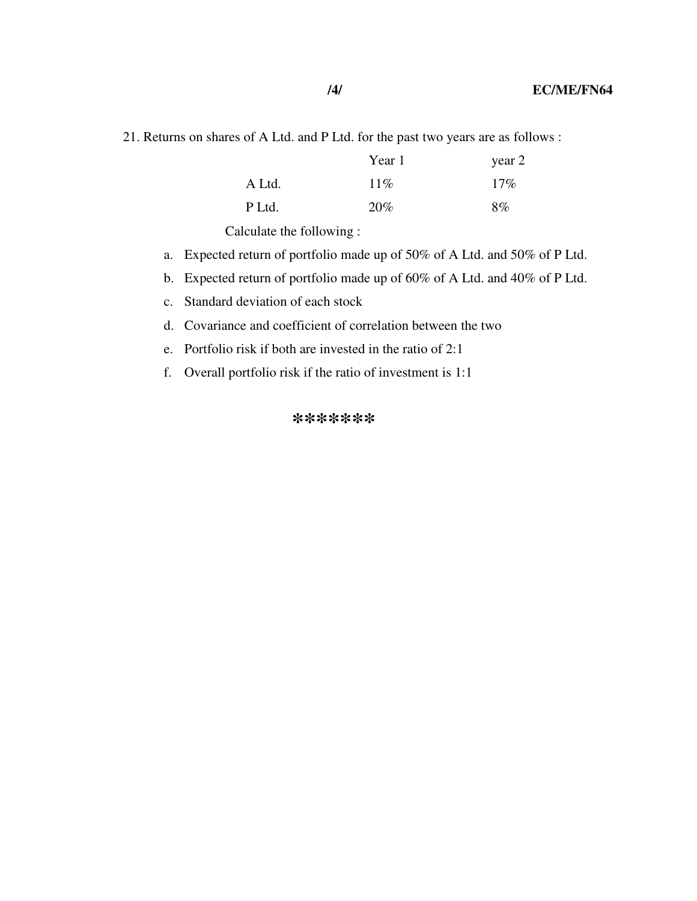21. Returns on shares of A Ltd. and P Ltd. for the past two years are as follows :

| | Year 1 | year 2 |
|---|---|---|
| A Ltd. | 11% | 17% |
| P Ltd. | 20% | 8% |

Calculate the following :

a. Expected return of portfolio made up of 50% of A Ltd. and 50% of P Ltd.

b. Expected return of portfolio made up of 60% of A Ltd. and 40% of P Ltd.

c. Standard deviation of each stock

d. Covariance and coefficient of correlation between the two

e. Portfolio risk if both are invested in the ratio of 2:1

f. Overall portfolio risk if the ratio of investment is 1:1

*******